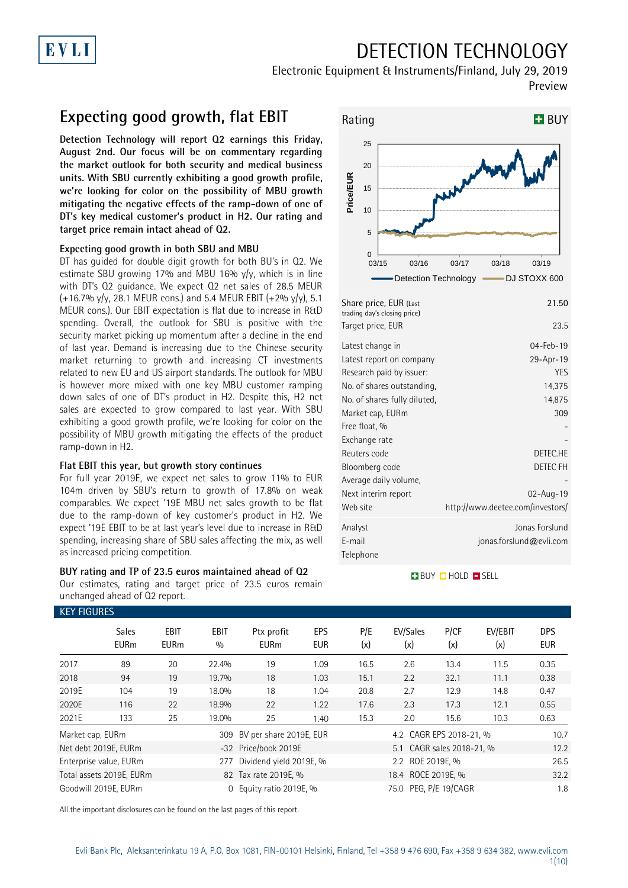# DETECTION TECHNOLOGY

Electronic Equipment & Instruments/Finland, July 29, 2019

Preview

## Expecting good growth, flat EBIT

**Detection Technology will report Q2 earnings this Friday, August 2nd. Our focus will be on commentary regarding the market outlook for both security and medical business units. With SBU currently exhibiting a good growth profile, we're looking for color on the possibility of MBU growth mitigating the negative effects of the ramp-down of one of DT's key medical customer's product in H2. Our rating and target price remain intact ahead of Q2.**

### Expecting good growth in both SBU and MBU

DT has guided for double digit growth for both BU's in Q2. We estimate SBU growing 17% and MBU 16% y/y, which is in line with DT's Q2 guidance. We expect Q2 net sales of 28.5 MEUR (+16.7% y/y, 28.1 MEUR cons.) and 5.4 MEUR EBIT (+2% y/y), 5.1 MEUR cons.). Our EBIT expectation is flat due to increase in R&D spending. Overall, the outlook for SBU is positive with the security market picking up momentum after a decline in the end of last year. Demand is increasing due to the Chinese security market returning to growth and increasing CT investments related to new EU and US airport standards. The outlook for MBU is however more mixed with one key MBU customer ramping down sales of one of DT's product in H2. Despite this, H2 net sales are expected to grow compared to last year. With SBU exhibiting a good growth profile, we're looking for color on the possibility of MBU growth mitigating the effects of the product ramp-down in H2.

### Flat EBIT this year, but growth story continues

For full year 2019E, we expect net sales to grow 11% to EUR 104m driven by SBU's return to growth of 17.8% on weak comparables. We expect '19E MBU net sales growth to be flat due to the ramp-down of key customer's product in H2. We expect '19E EBIT to be at last year's level due to increase in R&D spending, increasing share of SBU sales affecting the mix, as well as increased pricing competition.

### BUY rating and TP of 23.5 euros maintained ahead of Q2

Our estimates, rating and target price of 23.5 euros remain unchanged ahead of Q2 report.

**Rating: BUY**

| | |
|---|---|
| Share price, EUR (Last trading day's closing price) | 21.50 |
| Target price, EUR | 23.5 |
| Latest change in | 04-Feb-19 |
| Latest report on company | 29-Apr-19 |
| Research paid by issuer: | YES |
| No. of shares outstanding, | 14,375 |
| No. of shares fully diluted, | 14,875 |
| Market cap, EURm | 309 |
| Free float, % | - |
| Exchange rate | - |
| Reuters code | DETEC.HE |
| Bloomberg code | DETEC FH |
| Average daily volume, | - |
| Next interim report | 02-Aug-19 |
| Web site | http://www.deetee.com/investors/ |
| Analyst | Jonas Forslund |
| E-mail | jonas.forslund@evli.com |
| Telephone | |

BUY HOLD SELL

### KEY FIGURES

| | Sales EURm | EBIT EURm | EBIT % | Ptx profit EURm | EPS EUR | P/E (x) | EV/Sales (x) | P/CF (x) | EV/EBIT (x) | DPS EUR |
|---|---|---|---|---|---|---|---|---|---|---|
| 2017 | 89 | 20 | 22.4% | 19 | 1.09 | 16.5 | 2.6 | 13.4 | 11.5 | 0.35 |
| 2018 | 94 | 19 | 19.7% | 18 | 1.03 | 15.1 | 2.2 | 32.1 | 11.1 | 0.38 |
| 2019E | 104 | 19 | 18.0% | 18 | 1.04 | 20.8 | 2.7 | 12.9 | 14.8 | 0.47 |
| 2020E | 116 | 22 | 18.9% | 22 | 1.22 | 17.6 | 2.3 | 17.3 | 12.1 | 0.55 |
| 2021E | 133 | 25 | 19.0% | 25 | 1.40 | 15.3 | 2.0 | 15.6 | 10.3 | 0.63 |

| | | | | | |
|---|---|---|---|---|---|
| Market cap, EURm | 309 | BV per share 2019E, EUR | 4.2 | CAGR EPS 2018-21, % | 10.7 |
| Net debt 2019E, EURm | -32 | Price/book 2019E | 5.1 | CAGR sales 2018-21, % | 12.2 |
| Enterprise value, EURm | 277 | Dividend yield 2019E, % | 2.2 | ROE 2019E, % | 26.5 |
| Total assets 2019E, EURm | 82 | Tax rate 2019E, % | 18.4 | ROCE 2019E, % | 32.2 |
| Goodwill 2019E, EURm | 0 | Equity ratio 2019E, % | 75.0 | PEG, P/E 19/CAGR | 1.8 |

All the important disclosures can be found on the last pages of this report.

Evli Bank Plc, Aleksanterinkatu 19 A, P.O. Box 1081, FIN-00101 Helsinki, Finland, Tel +358 9 476 690, Fax +358 9 634 382, www.evli.com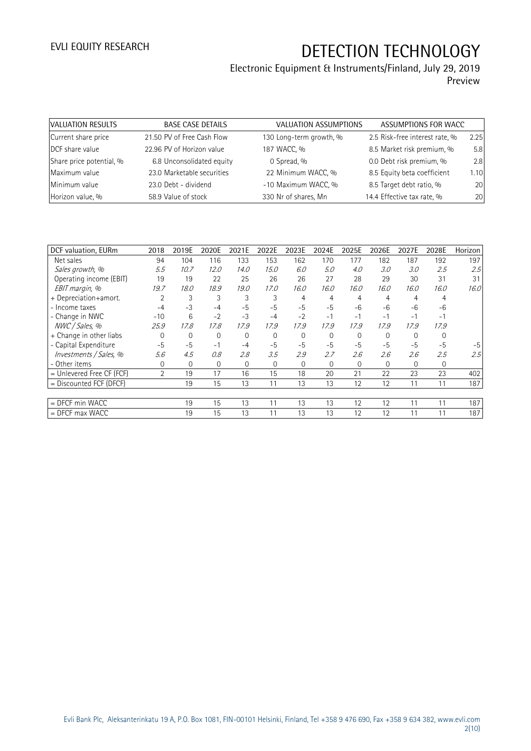| VALUATION RESULTS | | BASE CASE DETAILS | | VALUATION ASSUMPTIONS | | ASSUMPTIONS FOR WACC | |
|---|---|---|---|---|---|---|---|
| Current share price | 21.50 | PV of Free Cash Flow | 130 | Long-term growth, % | 2.5 | Risk-free interest rate, % | 2.25 |
| DCF share value | 22.96 | PV of Horizon value | 187 | WACC, % | 8.5 | Market risk premium, % | 5.8 |
| Share price potential, % | 6.8 | Unconsolidated equity | 0 | Spread, % | 0.0 | Debt risk premium, % | 2.8 |
| Maximum value | 23.0 | Marketable securities | 22 | Minimum WACC, % | 8.5 | Equity beta coefficient | 1.10 |
| Minimum value | 23.0 | Debt - dividend | -10 | Maximum WACC, % | 8.5 | Target debt ratio, % | 20 |
| Horizon value, % | 58.9 | Value of stock | 330 | Nr of shares, Mn | 14.4 | Effective tax rate, % | 20 |

| DCF valuation, EURm | 2018 | 2019E | 2020E | 2021E | 2022E | 2023E | 2024E | 2025E | 2026E | 2027E | 2028E | Horizon |
|---|---|---|---|---|---|---|---|---|---|---|---|---|
| Net sales | 94 | 104 | 116 | 133 | 153 | 162 | 170 | 177 | 182 | 187 | 192 | 197 |
| *Sales growth, %* | *5.5* | *10.7* | *12.0* | *14.0* | *15.0* | *6.0* | *5.0* | *4.0* | *3.0* | *3.0* | *2.5* | *2.5* |
| Operating income (EBIT) | 19 | 19 | 22 | 25 | 26 | 26 | 27 | 28 | 29 | 30 | 31 | 31 |
| *EBIT margin, %* | *19.7* | *18.0* | *18.9* | *19.0* | *17.0* | *16.0* | *16.0* | *16.0* | *16.0* | *16.0* | *16.0* | *16.0* |
| + Depreciation+amort. | 2 | 3 | 3 | 3 | 3 | 4 | 4 | 4 | 4 | 4 | 4 | |
| - Income taxes | -4 | -3 | -4 | -5 | -5 | -5 | -5 | -6 | -6 | -6 | -6 | |
| - Change in NWC | -10 | 6 | -2 | -3 | -4 | -2 | -1 | -1 | -1 | -1 | -1 | |
| *NWC / Sales, %* | *25.9* | *17.8* | *17.8* | *17.9* | *17.9* | *17.9* | *17.9* | *17.9* | *17.9* | *17.9* | *17.9* | |
| + Change in other liabs | 0 | 0 | 0 | 0 | 0 | 0 | 0 | 0 | 0 | 0 | 0 | |
| - Capital Expenditure | -5 | -5 | -1 | -4 | -5 | -5 | -5 | -5 | -5 | -5 | -5 | -5 |
| *Investments / Sales, %* | *5.6* | *4.5* | *0.8* | *2.8* | *3.5* | *2.9* | *2.7* | *2.6* | *2.6* | *2.6* | *2.5* | *2.5* |
| - Other items | 0 | 0 | 0 | 0 | 0 | 0 | 0 | 0 | 0 | 0 | 0 | |
| = Unlevered Free CF (FCF) | 2 | 19 | 17 | 16 | 15 | 18 | 20 | 21 | 22 | 23 | 23 | 402 |
| = Discounted FCF (DFCF) | | 19 | 15 | 13 | 11 | 13 | 13 | 12 | 12 | 11 | 11 | 187 |
| | | | | | | | | | | | | |
| = DFCF min WACC | | 19 | 15 | 13 | 11 | 13 | 13 | 12 | 12 | 11 | 11 | 187 |
| = DFCF max WACC | | 19 | 15 | 13 | 11 | 13 | 13 | 12 | 12 | 11 | 11 | 187 |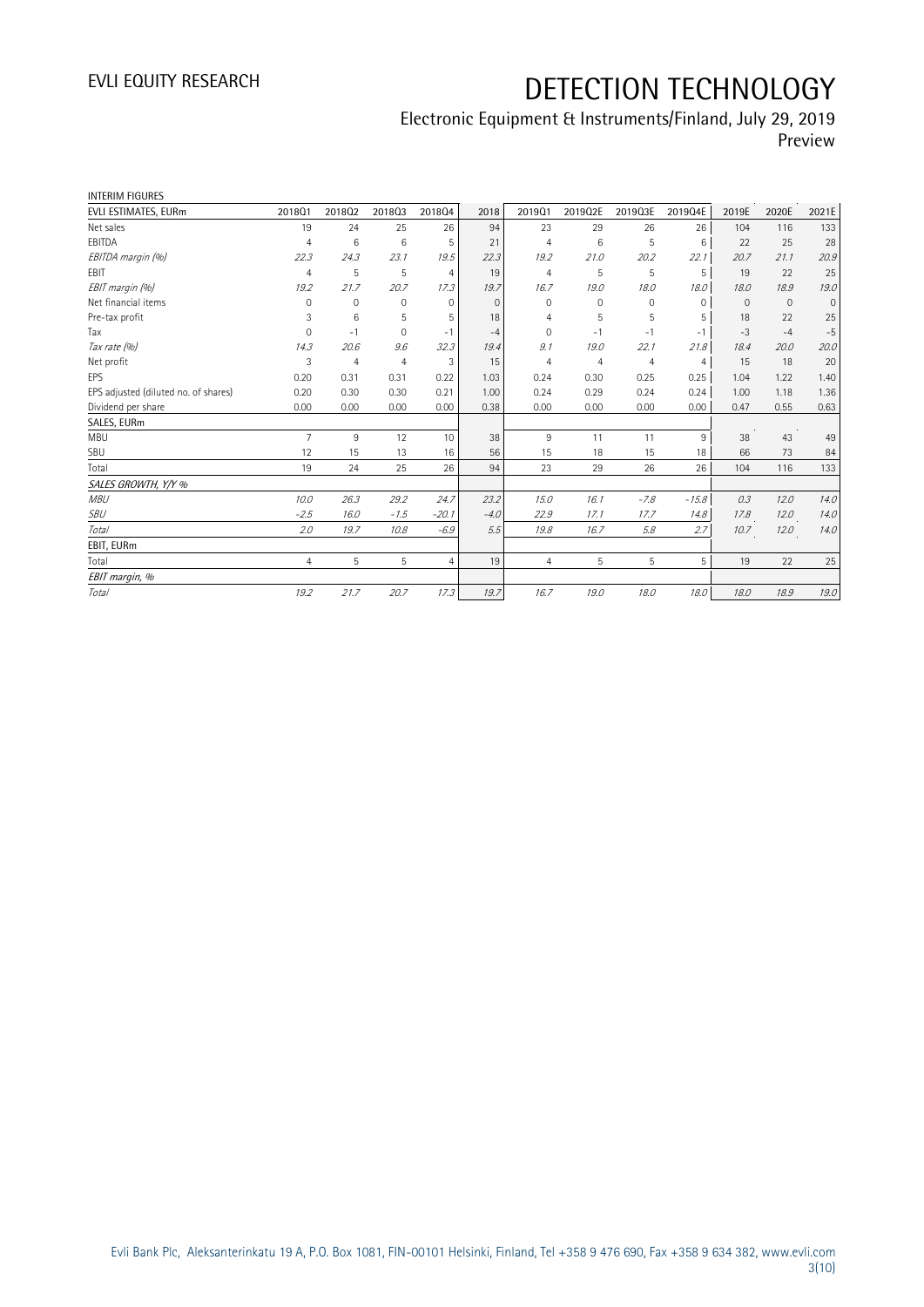INTERIM FIGURES

| EVLI ESTIMATES, EURm | 2018Q1 | 2018Q2 | 2018Q3 | 2018Q4 | 2018 | 2019Q1 | 2019Q2E | 2019Q3E | 2019Q4E | 2019E | 2020E | 2021E |
|---|---|---|---|---|---|---|---|---|---|---|---|---|
| Net sales | 19 | 24 | 25 | 26 | 94 | 23 | 29 | 26 | 26 | 104 | 116 | 133 |
| EBITDA | 4 | 6 | 6 | 5 | 21 | 4 | 6 | 5 | 6 | 22 | 25 | 28 |
| *EBITDA margin (%)* | *22.3* | *24.3* | *23.1* | *19.5* | *22.3* | *19.2* | *21.0* | *20.2* | *22.1* | *20.7* | *21.1* | *20.9* |
| EBIT | 4 | 5 | 5 | 4 | 19 | 4 | 5 | 5 | 5 | 19 | 22 | 25 |
| *EBIT margin (%)* | *19.2* | *21.7* | *20.7* | *17.3* | *19.7* | *16.7* | *19.0* | *18.0* | *18.0* | *18.0* | *18.9* | *19.0* |
| Net financial items | 0 | 0 | 0 | 0 | 0 | 0 | 0 | 0 | 0 | 0 | 0 | 0 |
| Pre-tax profit | 3 | 6 | 5 | 5 | 18 | 4 | 5 | 5 | 5 | 18 | 22 | 25 |
| Tax | 0 | -1 | 0 | -1 | -4 | 0 | -1 | -1 | -1 | -3 | -4 | -5 |
| *Tax rate (%)* | *14.3* | *20.6* | *9.6* | *32.3* | *19.4* | *9.1* | *19.0* | *22.1* | *21.8* | *18.4* | *20.0* | *20.0* |
| Net profit | 3 | 4 | 4 | 3 | 15 | 4 | 4 | 4 | 4 | 15 | 18 | 20 |
| EPS | 0.20 | 0.31 | 0.31 | 0.22 | 1.03 | 0.24 | 0.30 | 0.25 | 0.25 | 1.04 | 1.22 | 1.40 |
| EPS adjusted (diluted no. of shares) | 0.20 | 0.30 | 0.30 | 0.21 | 1.00 | 0.24 | 0.29 | 0.24 | 0.24 | 1.00 | 1.18 | 1.36 |
| Dividend per share | 0.00 | 0.00 | 0.00 | 0.00 | 0.38 | 0.00 | 0.00 | 0.00 | 0.00 | 0.47 | 0.55 | 0.63 |
| SALES, EURm | | | | | | | | | | | | |
| MBU | 7 | 9 | 12 | 10 | 38 | 9 | 11 | 11 | 9 | 38 | 43 | 49 |
| SBU | 12 | 15 | 13 | 16 | 56 | 15 | 18 | 15 | 18 | 66 | 73 | 84 |
| Total | 19 | 24 | 25 | 26 | 94 | 23 | 29 | 26 | 26 | 104 | 116 | 133 |
| *SALES GROWTH, Y/Y %* | | | | | | | | | | | | |
| *MBU* | *10.0* | *26.3* | *29.2* | *24.7* | *23.2* | *15.0* | *16.1* | *-7.8* | *-15.8* | *0.3* | *12.0* | *14.0* |
| *SBU* | *-2.5* | *16.0* | *-1.5* | *-20.1* | *-4.0* | *22.9* | *17.1* | *17.7* | *14.8* | *17.8* | *12.0* | *14.0* |
| *Total* | *2.0* | *19.7* | *10.8* | *-6.9* | *5.5* | *19.8* | *16.7* | *5.8* | *2.7* | *10.7* | *12.0* | *14.0* |
| EBIT, EURm | | | | | | | | | | | | |
| Total | 4 | 5 | 5 | 4 | 19 | 4 | 5 | 5 | 5 | 19 | 22 | 25 |
| *EBIT margin, %* | | | | | | | | | | | | |
| *Total* | *19.2* | *21.7* | *20.7* | *17.3* | *19.7* | *16.7* | *19.0* | *18.0* | *18.0* | *18.0* | *18.9* | *19.0* |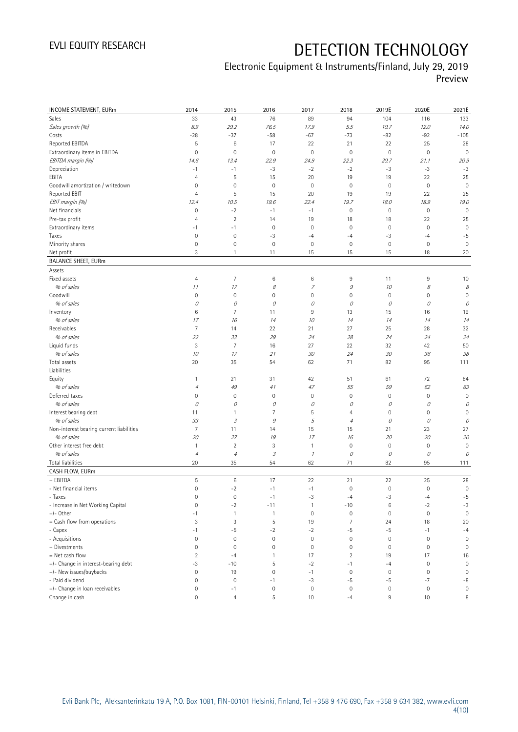# DETECTION TECHNOLOGY

Electronic Equipment & Instruments/Finland, July 29, 2019

Preview

| INCOME STATEMENT, EURm | 2014 | 2015 | 2016 | 2017 | 2018 | 2019E | 2020E | 2021E |
|---|---|---|---|---|---|---|---|---|
| Sales | 33 | 43 | 76 | 89 | 94 | 104 | 116 | 133 |
| *Sales growth (%)* | *8.9* | *29.2* | *76.5* | *17.9* | *5.5* | *10.7* | *12.0* | *14.0* |
| Costs | -28 | -37 | -58 | -67 | -73 | -82 | -92 | -105 |
| Reported EBITDA | 5 | 6 | 17 | 22 | 21 | 22 | 25 | 28 |
| Extraordinary items in EBITDA | 0 | 0 | 0 | 0 | 0 | 0 | 0 | 0 |
| *EBITDA margin (%)* | *14.6* | *13.4* | *22.9* | *24.9* | *22.3* | *20.7* | *21.1* | *20.9* |
| Depreciation | -1 | -1 | -3 | -2 | -2 | -3 | -3 | -3 |
| EBITA | 4 | 5 | 15 | 20 | 19 | 19 | 22 | 25 |
| Goodwill amortization / writedown | 0 | 0 | 0 | 0 | 0 | 0 | 0 | 0 |
| Reported EBIT | 4 | 5 | 15 | 20 | 19 | 19 | 22 | 25 |
| *EBIT margin (%)* | *12.4* | *10.5* | *19.6* | *22.4* | *19.7* | *18.0* | *18.9* | *19.0* |
| Net financials | 0 | -2 | -1 | -1 | 0 | 0 | 0 | 0 |
| Pre-tax profit | 4 | 2 | 14 | 19 | 18 | 18 | 22 | 25 |
| Extraordinary items | -1 | -1 | 0 | 0 | 0 | 0 | 0 | 0 |
| Taxes | 0 | 0 | -3 | -4 | -4 | -3 | -4 | -5 |
| Minority shares | 0 | 0 | 0 | 0 | 0 | 0 | 0 | 0 |
| Net profit | 3 | 1 | 11 | 15 | 15 | 15 | 18 | 20 |
| **BALANCE SHEET, EURm** | | | | | | | | |
| Assets | | | | | | | | |
| Fixed assets | 4 | 7 | 6 | 6 | 9 | 11 | 9 | 10 |
| *% of sales* | *11* | *17* | *8* | *7* | *9* | *10* | *8* | *8* |
| Goodwill | 0 | 0 | 0 | 0 | 0 | 0 | 0 | 0 |
| *% of sales* | *0* | *0* | *0* | *0* | *0* | *0* | *0* | *0* |
| Inventory | 6 | 7 | 11 | 9 | 13 | 15 | 16 | 19 |
| *% of sales* | *17* | *16* | *14* | *10* | *14* | *14* | *14* | *14* |
| Receivables | 7 | 14 | 22 | 21 | 27 | 25 | 28 | 32 |
| *% of sales* | *22* | *33* | *29* | *24* | *28* | *24* | *24* | *24* |
| Liquid funds | 3 | 7 | 16 | 27 | 22 | 32 | 42 | 50 |
| *% of sales* | *10* | *17* | *21* | *30* | *24* | *30* | *36* | *38* |
| Total assets | 20 | 35 | 54 | 62 | 71 | 82 | 95 | 111 |
| Liabilities | | | | | | | | |
| Equity | 1 | 21 | 31 | 42 | 51 | 61 | 72 | 84 |
| *% of sales* | *4* | *49* | *41* | *47* | *55* | *59* | *62* | *63* |
| Deferred taxes | 0 | 0 | 0 | 0 | 0 | 0 | 0 | 0 |
| *% of sales* | *0* | *0* | *0* | *0* | *0* | *0* | *0* | *0* |
| Interest bearing debt | 11 | 1 | 7 | 5 | 4 | 0 | 0 | 0 |
| *% of sales* | *33* | *3* | *9* | *5* | *4* | *0* | *0* | *0* |
| Non-interest bearing current liabilities | 7 | 11 | 14 | 15 | 15 | 21 | 23 | 27 |
| *% of sales* | *20* | *27* | *19* | *17* | *16* | *20* | *20* | *20* |
| Other interest free debt | 1 | 2 | 3 | 1 | 0 | 0 | 0 | 0 |
| *% of sales* | *4* | *4* | *3* | *1* | *0* | *0* | *0* | *0* |
| Total liabilities | 20 | 35 | 54 | 62 | 71 | 82 | 95 | 111 |
| **CASH FLOW, EURm** | | | | | | | | |
| + EBITDA | 5 | 6 | 17 | 22 | 21 | 22 | 25 | 28 |
| - Net financial items | 0 | -2 | -1 | -1 | 0 | 0 | 0 | 0 |
| - Taxes | 0 | 0 | -1 | -3 | -4 | -3 | -4 | -5 |
| - Increase in Net Working Capital | 0 | -2 | -11 | 1 | -10 | 6 | -2 | -3 |
| +/- Other | -1 | 1 | 1 | 0 | 0 | 0 | 0 | 0 |
| = Cash flow from operations | 3 | 3 | 5 | 19 | 7 | 24 | 18 | 20 |
| - Capex | -1 | -5 | -2 | -2 | -5 | -5 | -1 | -4 |
| - Acquisitions | 0 | 0 | 0 | 0 | 0 | 0 | 0 | 0 |
| + Divestments | 0 | 0 | 0 | 0 | 0 | 0 | 0 | 0 |
| = Net cash flow | 2 | -4 | 1 | 17 | 2 | 19 | 17 | 16 |
| +/- Change in interest-bearing debt | -3 | -10 | 5 | -2 | -1 | -4 | 0 | 0 |
| +/- New issues/buybacks | 0 | 19 | 0 | -1 | 0 | 0 | 0 | 0 |
| - Paid dividend | 0 | 0 | -1 | -3 | -5 | -5 | -7 | -8 |
| +/- Change in loan receivables | 0 | -1 | 0 | 0 | 0 | 0 | 0 | 0 |
| Change in cash | 0 | 4 | 5 | 10 | -4 | 9 | 10 | 8 |

Evli Bank Plc, Aleksanterinkatu 19 A, P.O. Box 1081, FIN-00101 Helsinki, Finland, Tel +358 9 476 690, Fax +358 9 634 382, www.evli.com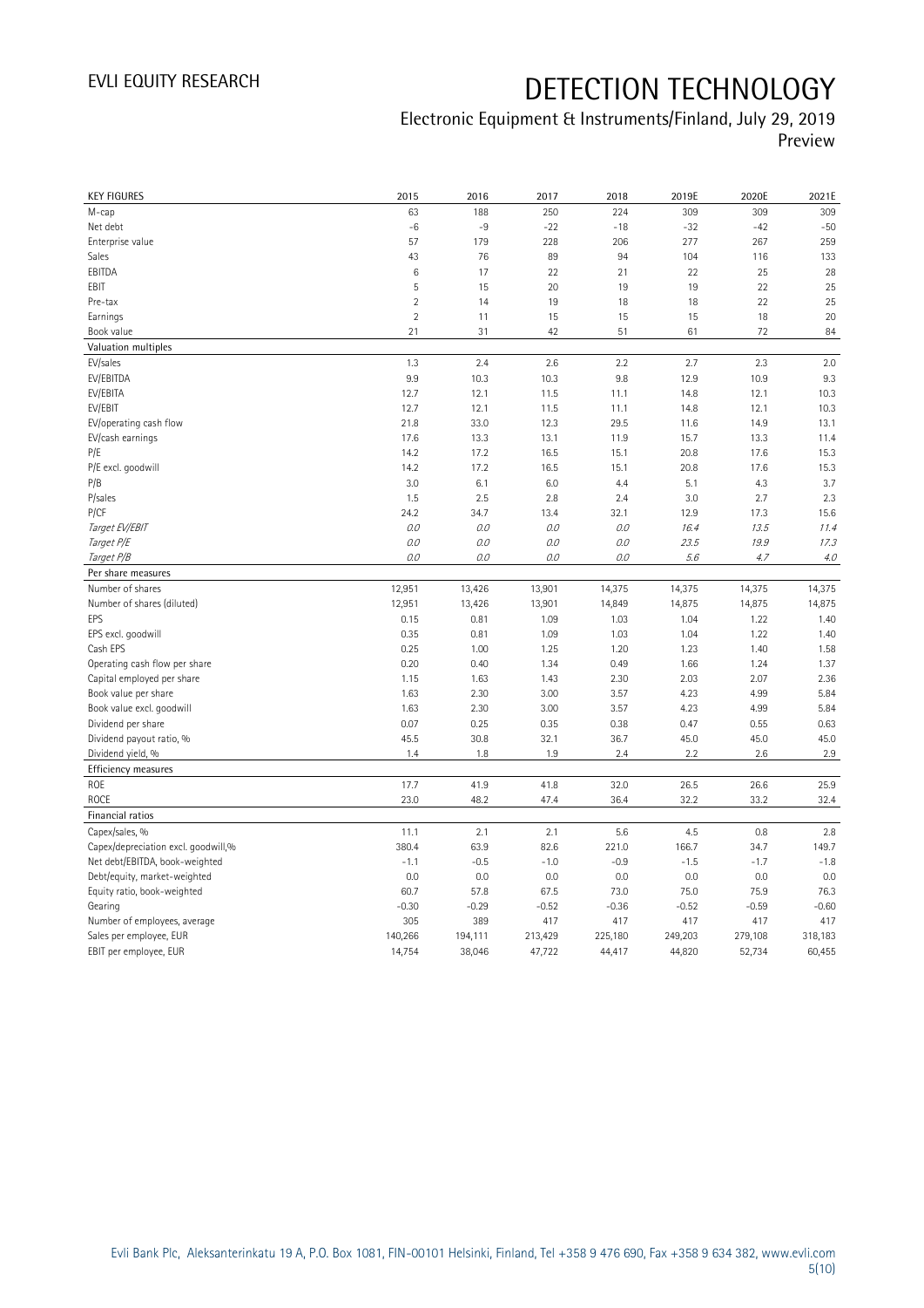# DETECTION TECHNOLOGY

Electronic Equipment & Instruments/Finland, July 29, 2019
Preview

| KEY FIGURES | 2015 | 2016 | 2017 | 2018 | 2019E | 2020E | 2021E |
|---|---|---|---|---|---|---|---|
| M-cap | 63 | 188 | 250 | 224 | 309 | 309 | 309 |
| Net debt | -6 | -9 | -22 | -18 | -32 | -42 | -50 |
| Enterprise value | 57 | 179 | 228 | 206 | 277 | 267 | 259 |
| Sales | 43 | 76 | 89 | 94 | 104 | 116 | 133 |
| EBITDA | 6 | 17 | 22 | 21 | 22 | 25 | 28 |
| EBIT | 5 | 15 | 20 | 19 | 19 | 22 | 25 |
| Pre-tax | 2 | 14 | 19 | 18 | 18 | 22 | 25 |
| Earnings | 2 | 11 | 15 | 15 | 15 | 18 | 20 |
| Book value | 21 | 31 | 42 | 51 | 61 | 72 | 84 |
| **Valuation multiples** | | | | | | | |
| EV/sales | 1.3 | 2.4 | 2.6 | 2.2 | 2.7 | 2.3 | 2.0 |
| EV/EBITDA | 9.9 | 10.3 | 10.3 | 9.8 | 12.9 | 10.9 | 9.3 |
| EV/EBITA | 12.7 | 12.1 | 11.5 | 11.1 | 14.8 | 12.1 | 10.3 |
| EV/EBIT | 12.7 | 12.1 | 11.5 | 11.1 | 14.8 | 12.1 | 10.3 |
| EV/operating cash flow | 21.8 | 33.0 | 12.3 | 29.5 | 11.6 | 14.9 | 13.1 |
| EV/cash earnings | 17.6 | 13.3 | 13.1 | 11.9 | 15.7 | 13.3 | 11.4 |
| P/E | 14.2 | 17.2 | 16.5 | 15.1 | 20.8 | 17.6 | 15.3 |
| P/E excl. goodwill | 14.2 | 17.2 | 16.5 | 15.1 | 20.8 | 17.6 | 15.3 |
| P/B | 3.0 | 6.1 | 6.0 | 4.4 | 5.1 | 4.3 | 3.7 |
| P/sales | 1.5 | 2.5 | 2.8 | 2.4 | 3.0 | 2.7 | 2.3 |
| P/CF | 24.2 | 34.7 | 13.4 | 32.1 | 12.9 | 17.3 | 15.6 |
| *Target EV/EBIT* | *0.0* | *0.0* | *0.0* | *0.0* | *16.4* | *13.5* | *11.4* |
| *Target P/E* | *0.0* | *0.0* | *0.0* | *0.0* | *23.5* | *19.9* | *17.3* |
| *Target P/B* | *0.0* | *0.0* | *0.0* | *0.0* | *5.6* | *4.7* | *4.0* |
| **Per share measures** | | | | | | | |
| Number of shares | 12,951 | 13,426 | 13,901 | 14,375 | 14,375 | 14,375 | 14,375 |
| Number of shares (diluted) | 12,951 | 13,426 | 13,901 | 14,849 | 14,875 | 14,875 | 14,875 |
| EPS | 0.15 | 0.81 | 1.09 | 1.03 | 1.04 | 1.22 | 1.40 |
| EPS excl. goodwill | 0.35 | 0.81 | 1.09 | 1.03 | 1.04 | 1.22 | 1.40 |
| Cash EPS | 0.25 | 1.00 | 1.25 | 1.20 | 1.23 | 1.40 | 1.58 |
| Operating cash flow per share | 0.20 | 0.40 | 1.34 | 0.49 | 1.66 | 1.24 | 1.37 |
| Capital employed per share | 1.15 | 1.63 | 1.43 | 2.30 | 2.03 | 2.07 | 2.36 |
| Book value per share | 1.63 | 2.30 | 3.00 | 3.57 | 4.23 | 4.99 | 5.84 |
| Book value excl. goodwill | 1.63 | 2.30 | 3.00 | 3.57 | 4.23 | 4.99 | 5.84 |
| Dividend per share | 0.07 | 0.25 | 0.35 | 0.38 | 0.47 | 0.55 | 0.63 |
| Dividend payout ratio, % | 45.5 | 30.8 | 32.1 | 36.7 | 45.0 | 45.0 | 45.0 |
| Dividend yield, % | 1.4 | 1.8 | 1.9 | 2.4 | 2.2 | 2.6 | 2.9 |
| **Efficiency measures** | | | | | | | |
| ROE | 17.7 | 41.9 | 41.8 | 32.0 | 26.5 | 26.6 | 25.9 |
| ROCE | 23.0 | 48.2 | 47.4 | 36.4 | 32.2 | 33.2 | 32.4 |
| **Financial ratios** | | | | | | | |
| Capex/sales, % | 11.1 | 2.1 | 2.1 | 5.6 | 4.5 | 0.8 | 2.8 |
| Capex/depreciation excl. goodwill,% | 380.4 | 63.9 | 82.6 | 221.0 | 166.7 | 34.7 | 149.7 |
| Net debt/EBITDA, book-weighted | -1.1 | -0.5 | -1.0 | -0.9 | -1.5 | -1.7 | -1.8 |
| Debt/equity, market-weighted | 0.0 | 0.0 | 0.0 | 0.0 | 0.0 | 0.0 | 0.0 |
| Equity ratio, book-weighted | 60.7 | 57.8 | 67.5 | 73.0 | 75.0 | 75.9 | 76.3 |
| Gearing | -0.30 | -0.29 | -0.52 | -0.36 | -0.52 | -0.59 | -0.60 |
| Number of employees, average | 305 | 389 | 417 | 417 | 417 | 417 | 417 |
| Sales per employee, EUR | 140,266 | 194,111 | 213,429 | 225,180 | 249,203 | 279,108 | 318,183 |
| EBIT per employee, EUR | 14,754 | 38,046 | 47,722 | 44,417 | 44,820 | 52,734 | 60,455 |

Evli Bank Plc, Aleksanterinkatu 19 A, P.O. Box 1081, FIN-00101 Helsinki, Finland, Tel +358 9 476 690, Fax +358 9 634 382, www.evli.com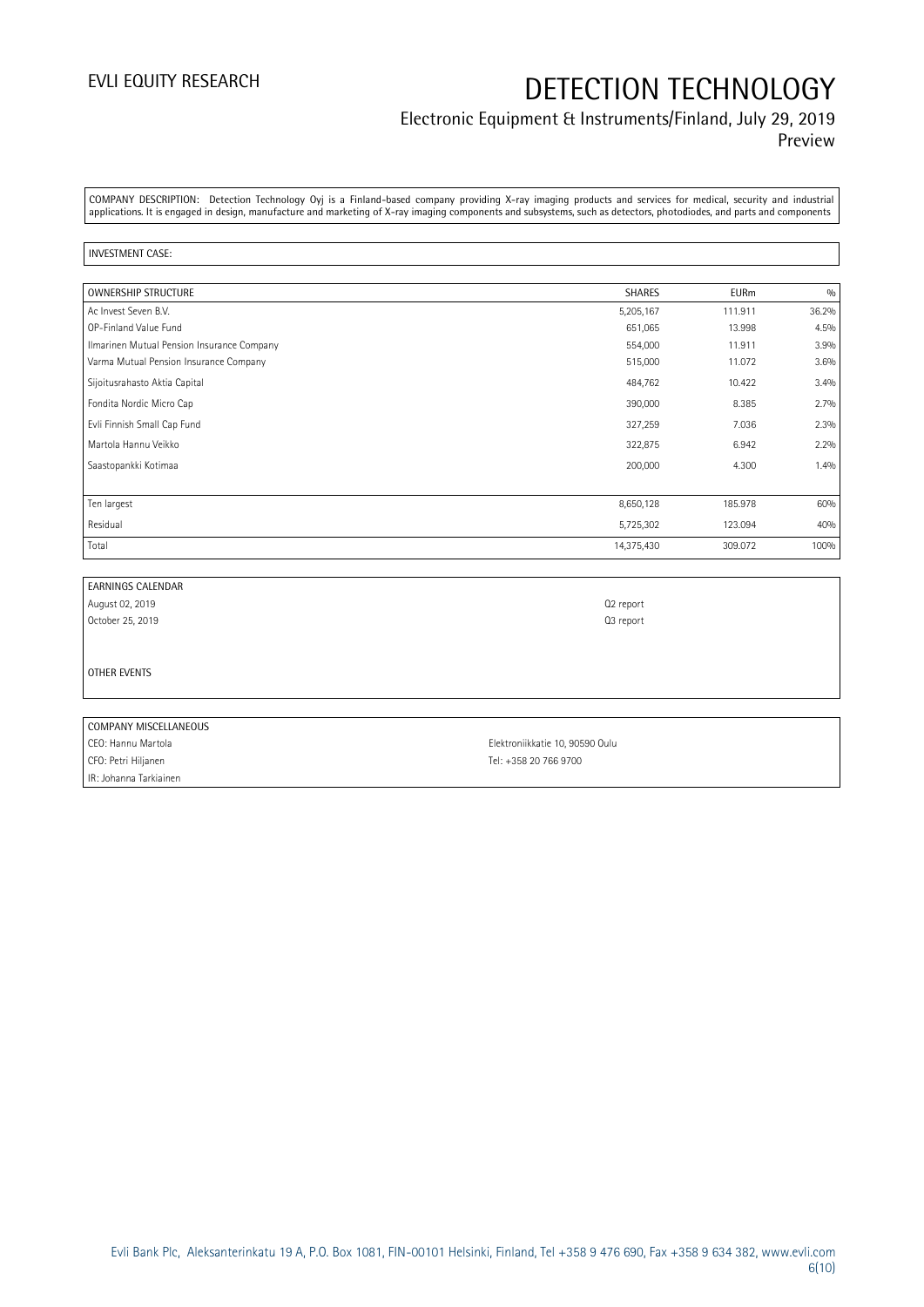COMPANY DESCRIPTION: Detection Technology Oyj is a Finland-based company providing X-ray imaging products and services for medical, security and industrial applications. It is engaged in design, manufacture and marketing of X-ray imaging components and subsystems, such as detectors, photodiodes, and parts and components

INVESTMENT CASE:

| OWNERSHIP STRUCTURE | SHARES | EURm | % |
|---|---|---|---|
| Ac Invest Seven B.V. | 5,205,167 | 111.911 | 36.2% |
| OP-Finland Value Fund | 651,065 | 13.998 | 4.5% |
| Ilmarinen Mutual Pension Insurance Company | 554,000 | 11.911 | 3.9% |
| Varma Mutual Pension Insurance Company | 515,000 | 11.072 | 3.6% |
| Sijoitusrahasto Aktia Capital | 484,762 | 10.422 | 3.4% |
| Fondita Nordic Micro Cap | 390,000 | 8.385 | 2.7% |
| Evli Finnish Small Cap Fund | 327,259 | 7.036 | 2.3% |
| Martola Hannu Veikko | 322,875 | 6.942 | 2.2% |
| Saastopankki Kotimaa | 200,000 | 4.300 | 1.4% |
| | | | |
| Ten largest | 8,650,128 | 185.978 | 60% |
| Residual | 5,725,302 | 123.094 | 40% |
| Total | 14,375,430 | 309.072 | 100% |

| EARNINGS CALENDAR | |
|---|---|
| August 02, 2019 | Q2 report |
| October 25, 2019 | Q3 report |

OTHER EVENTS

| COMPANY MISCELLANEOUS | |
|---|---|
| CEO: Hannu Martola | Elektroniikkatie 10, 90590 Oulu |
| CFO: Petri Hiljanen | Tel: +358 20 766 9700 |
| IR: Johanna Tarkiainen | |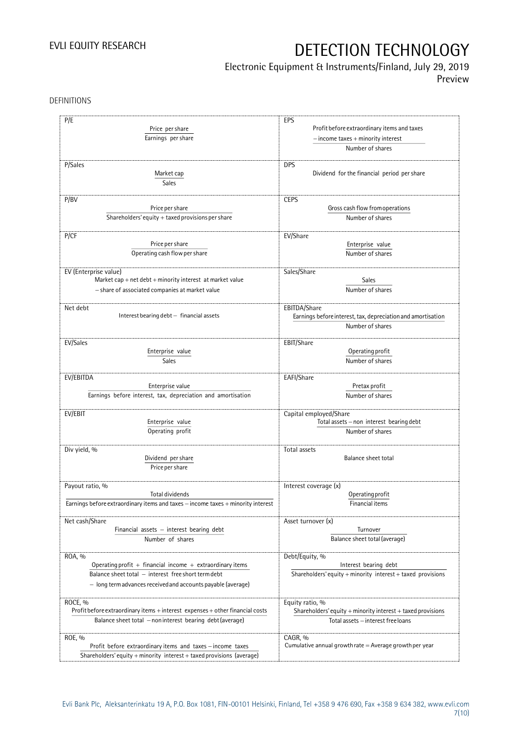DEFINITIONS

| | |
|---|---|
| **P/E**<br>$\frac{\text{Price per share}}{\text{Earnings per share}}$ | **EPS**<br>$\frac{\text{Profit before extraordinary items and taxes} - \text{income taxes} + \text{minority interest}}{\text{Number of shares}}$ |
| **P/Sales**<br>$\frac{\text{Market cap}}{\text{Sales}}$ | **DPS**<br>Dividend for the financial period per share |
| **P/BV**<br>$\frac{\text{Price per share}}{\text{Shareholders' equity} + \text{taxed provisions per share}}$ | **CEPS**<br>$\frac{\text{Gross cash flow from operations}}{\text{Number of shares}}$ |
| **P/CF**<br>$\frac{\text{Price per share}}{\text{Operating cash flow per share}}$ | **EV/Share**<br>$\frac{\text{Enterprise value}}{\text{Number of shares}}$ |
| **EV (Enterprise value)**<br>Market cap + net debt + minority interest at market value – share of associated companies at market value | **Sales/Share**<br>$\frac{\text{Sales}}{\text{Number of shares}}$ |
| **Net debt**<br>Interest bearing debt – financial assets | **EBITDA/Share**<br>$\frac{\text{Earnings before interest, tax, depreciation and amortisation}}{\text{Number of shares}}$ |
| **EV/Sales**<br>$\frac{\text{Enterprise value}}{\text{Sales}}$ | **EBIT/Share**<br>$\frac{\text{Operating profit}}{\text{Number of shares}}$ |
| **EV/EBITDA**<br>$\frac{\text{Enterprise value}}{\text{Earnings before interest, tax, depreciation and amortisation}}$ | **EAFI/Share**<br>$\frac{\text{Pretax profit}}{\text{Number of shares}}$ |
| **EV/EBIT**<br>$\frac{\text{Enterprise value}}{\text{Operating profit}}$ | **Capital employed/Share**<br>$\frac{\text{Total assets} - \text{non interest bearing debt}}{\text{Number of shares}}$ |
| **Div yield, %**<br>$\frac{\text{Dividend per share}}{\text{Price per share}}$ | **Total assets**<br>Balance sheet total |
| **Payout ratio, %**<br>$\frac{\text{Total dividends}}{\text{Earnings before extraordinary items and taxes} - \text{income taxes} + \text{minority interest}}$ | **Interest coverage (x)**<br>$\frac{\text{Operating profit}}{\text{Financial items}}$ |
| **Net cash/Share**<br>$\frac{\text{Financial assets} - \text{interest bearing debt}}{\text{Number of shares}}$ | **Asset turnover (x)**<br>$\frac{\text{Turnover}}{\text{Balance sheet total (average)}}$ |
| **ROA, %**<br>$\frac{\text{Operating profit} + \text{financial income} + \text{extraordinary items}}{\text{Balance sheet total} - \text{interest free short term debt} - \text{long term advances received and accounts payable (average)}}$ | **Debt/Equity, %**<br>$\frac{\text{Interest bearing debt}}{\text{Shareholders' equity} + \text{minority interest} + \text{taxed provisions}}$ |
| **ROCE, %**<br>$\frac{\text{Profit before extraordinary items} + \text{interest expenses} + \text{other financial costs}}{\text{Balance sheet total} - \text{non interest bearing debt (average)}}$ | **Equity ratio, %**<br>$\frac{\text{Shareholders' equity} + \text{minority interest} + \text{taxed provisions}}{\text{Total assets} - \text{interest free loans}}$ |
| **ROE, %**<br>$\frac{\text{Profit before extraordinary items and taxes} - \text{income taxes}}{\text{Shareholders' equity} + \text{minority interest} + \text{taxed provisions (average)}}$ | **CAGR, %**<br>Cumulative annual growth rate = Average growth per year |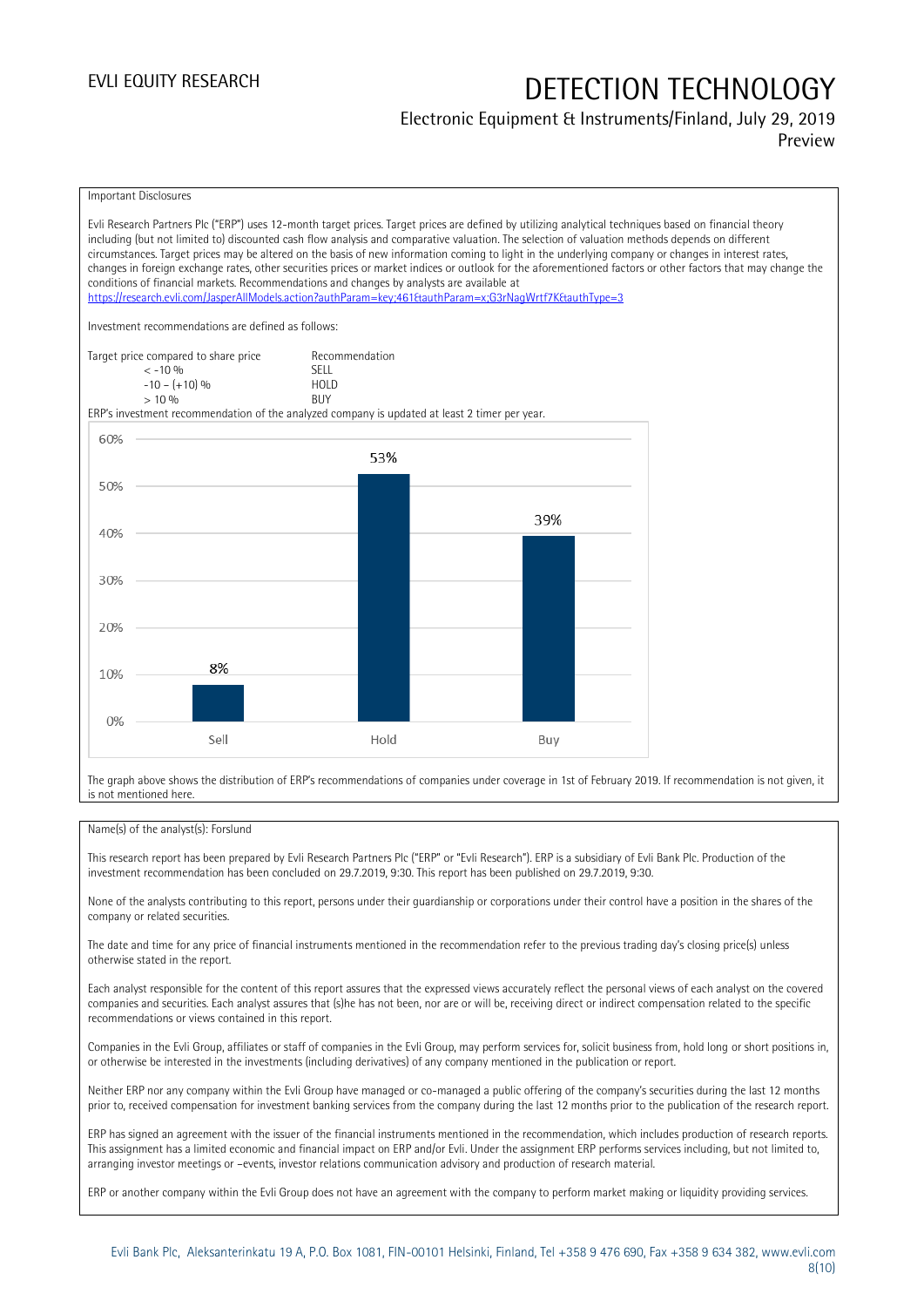Important Disclosures

Evli Research Partners Plc ("ERP") uses 12-month target prices. Target prices are defined by utilizing analytical techniques based on financial theory including (but not limited to) discounted cash flow analysis and comparative valuation. The selection of valuation methods depends on different circumstances. Target prices may be altered on the basis of new information coming to light in the underlying company or changes in interest rates, changes in foreign exchange rates, other securities prices or market indices or outlook for the aforementioned factors or other factors that may change the conditions of financial markets. Recommendations and changes by analysts are available at https://research.evli.com/JasperAllModels.action?authParam=key;461&authParam=x;G3rNagWrtf7K&authType=3

Investment recommendations are defined as follows:

| Target price compared to share price | Recommendation |
|---|---|
| < -10 % | SELL |
| -10 – (+10) % | HOLD |
| > 10 % | BUY |

ERP's investment recommendation of the analyzed company is updated at least 2 timer per year.

| Recommendation | Share |
|---|---|
| Sell | 8% |
| Hold | 53% |
| Buy | 39% |

The graph above shows the distribution of ERP's recommendations of companies under coverage in 1st of February 2019. If recommendation is not given, it is not mentioned here.

Name(s) of the analyst(s): Forslund

This research report has been prepared by Evli Research Partners Plc ("ERP" or "Evli Research"). ERP is a subsidiary of Evli Bank Plc. Production of the investment recommendation has been concluded on 29.7.2019, 9:30. This report has been published on 29.7.2019, 9:30.

None of the analysts contributing to this report, persons under their guardianship or corporations under their control have a position in the shares of the company or related securities.

The date and time for any price of financial instruments mentioned in the recommendation refer to the previous trading day's closing price(s) unless otherwise stated in the report.

Each analyst responsible for the content of this report assures that the expressed views accurately reflect the personal views of each analyst on the covered companies and securities. Each analyst assures that (s)he has not been, nor are or will be, receiving direct or indirect compensation related to the specific recommendations or views contained in this report.

Companies in the Evli Group, affiliates or staff of companies in the Evli Group, may perform services for, solicit business from, hold long or short positions in, or otherwise be interested in the investments (including derivatives) of any company mentioned in the publication or report.

Neither ERP nor any company within the Evli Group have managed or co-managed a public offering of the company's securities during the last 12 months prior to, received compensation for investment banking services from the company during the last 12 months prior to the publication of the research report.

ERP has signed an agreement with the issuer of the financial instruments mentioned in the recommendation, which includes production of research reports. This assignment has a limited economic and financial impact on ERP and/or Evli. Under the assignment ERP performs services including, but not limited to, arranging investor meetings or –events, investor relations communication advisory and production of research material.

ERP or another company within the Evli Group does not have an agreement with the company to perform market making or liquidity providing services.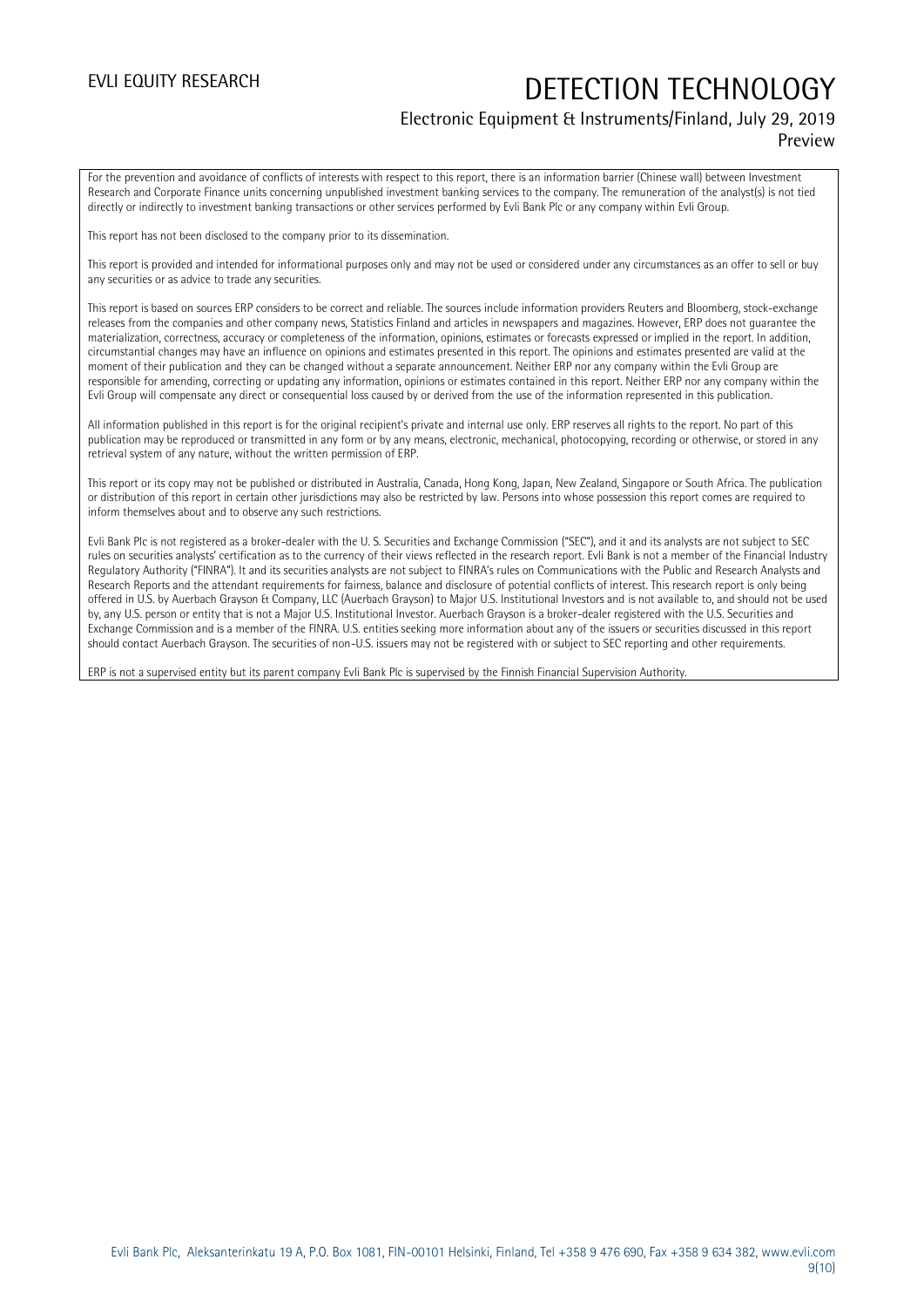For the prevention and avoidance of conflicts of interests with respect to this report, there is an information barrier (Chinese wall) between Investment Research and Corporate Finance units concerning unpublished investment banking services to the company. The remuneration of the analyst(s) is not tied directly or indirectly to investment banking transactions or other services performed by Evli Bank Plc or any company within Evli Group.

This report has not been disclosed to the company prior to its dissemination.

This report is provided and intended for informational purposes only and may not be used or considered under any circumstances as an offer to sell or buy any securities or as advice to trade any securities.

This report is based on sources ERP considers to be correct and reliable. The sources include information providers Reuters and Bloomberg, stock-exchange releases from the companies and other company news, Statistics Finland and articles in newspapers and magazines. However, ERP does not guarantee the materialization, correctness, accuracy or completeness of the information, opinions, estimates or forecasts expressed or implied in the report. In addition, circumstantial changes may have an influence on opinions and estimates presented in this report. The opinions and estimates presented are valid at the moment of their publication and they can be changed without a separate announcement. Neither ERP nor any company within the Evli Group are responsible for amending, correcting or updating any information, opinions or estimates contained in this report. Neither ERP nor any company within the Evli Group will compensate any direct or consequential loss caused by or derived from the use of the information represented in this publication.

All information published in this report is for the original recipient's private and internal use only. ERP reserves all rights to the report. No part of this publication may be reproduced or transmitted in any form or by any means, electronic, mechanical, photocopying, recording or otherwise, or stored in any retrieval system of any nature, without the written permission of ERP.

This report or its copy may not be published or distributed in Australia, Canada, Hong Kong, Japan, New Zealand, Singapore or South Africa. The publication or distribution of this report in certain other jurisdictions may also be restricted by law. Persons into whose possession this report comes are required to inform themselves about and to observe any such restrictions.

Evli Bank Plc is not registered as a broker-dealer with the U. S. Securities and Exchange Commission ("SEC"), and it and its analysts are not subject to SEC rules on securities analysts' certification as to the currency of their views reflected in the research report. Evli Bank is not a member of the Financial Industry Regulatory Authority ("FINRA"). It and its securities analysts are not subject to FINRA's rules on Communications with the Public and Research Analysts and Research Reports and the attendant requirements for fairness, balance and disclosure of potential conflicts of interest. This research report is only being offered in U.S. by Auerbach Grayson & Company, LLC (Auerbach Grayson) to Major U.S. Institutional Investors and is not available to, and should not be used by, any U.S. person or entity that is not a Major U.S. Institutional Investor. Auerbach Grayson is a broker-dealer registered with the U.S. Securities and Exchange Commission and is a member of the FINRA. U.S. entities seeking more information about any of the issuers or securities discussed in this report should contact Auerbach Grayson. The securities of non-U.S. issuers may not be registered with or subject to SEC reporting and other requirements.

ERP is not a supervised entity but its parent company Evli Bank Plc is supervised by the Finnish Financial Supervision Authority.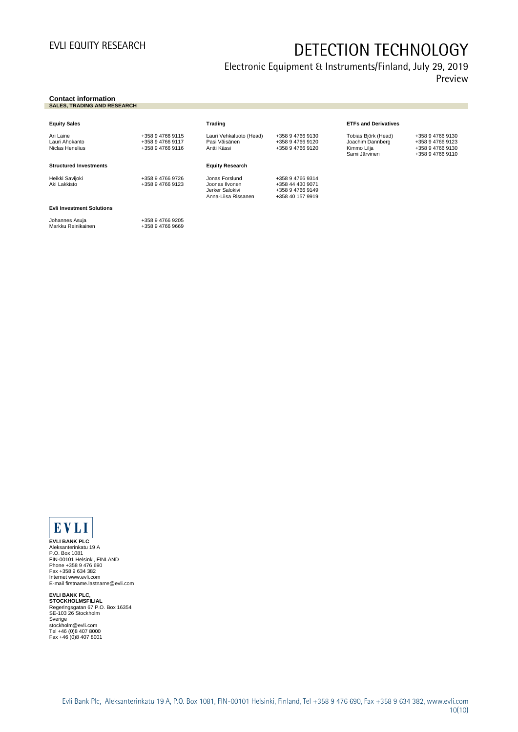## Contact information

**SALES, TRADING AND RESEARCH**

| | |
|---|---|
| **Equity Sales** | |
| Ari Laine | +358 9 4766 9115 |
| Lauri Ahokanto | +358 9 4766 9117 |
| Niclas Henelius | +358 9 4766 9116 |
| **Structured Investments** | |
| Heikki Savijoki | +358 9 4766 9726 |
| Aki Lakkisto | +358 9 4766 9123 |
| **Evli Investment Solutions** | |
| Johannes Asuja | +358 9 4766 9205 |
| Markku Reinikainen | +358 9 4766 9669 |

| | |
|---|---|
| **Trading** | |
| Lauri Vehkaluoto (Head) | +358 9 4766 9130 |
| Pasi Väisänen | +358 9 4766 9120 |
| Antti Kässi | +358 9 4766 9120 |
| **Equity Research** | |
| Jonas Forslund | +358 9 4766 9314 |
| Joonas Ilvonen | +358 44 430 9071 |
| Jerker Salokivi | +358 9 4766 9149 |
| Anna-Liisa Rissanen | +358 40 157 9919 |

| | |
|---|---|
| **ETFs and Derivatives** | |
| Tobias Björk (Head) | +358 9 4766 9130 |
| Joachim Dannberg | +358 9 4766 9123 |
| Kimmo Lilja | +358 9 4766 9130 |
| Sami Järvinen | +358 9 4766 9110 |

**EVLI BANK PLC**
Aleksanterinkatu 19 A
P.O. Box 1081
FIN-00101 Helsinki, FINLAND
Phone +358 9 476 690
Fax +358 9 634 382
Internet www.evli.com
E-mail firstname.lastname@evli.com

**EVLI BANK PLC, STOCKHOLMSFILIAL**
Regeringsgatan 67 P.O. Box 16354
SE-103 26 Stockholm
Sverige
stockholm@evli.com
Tel +46 (0)8 407 8000
Fax +46 (0)8 407 8001